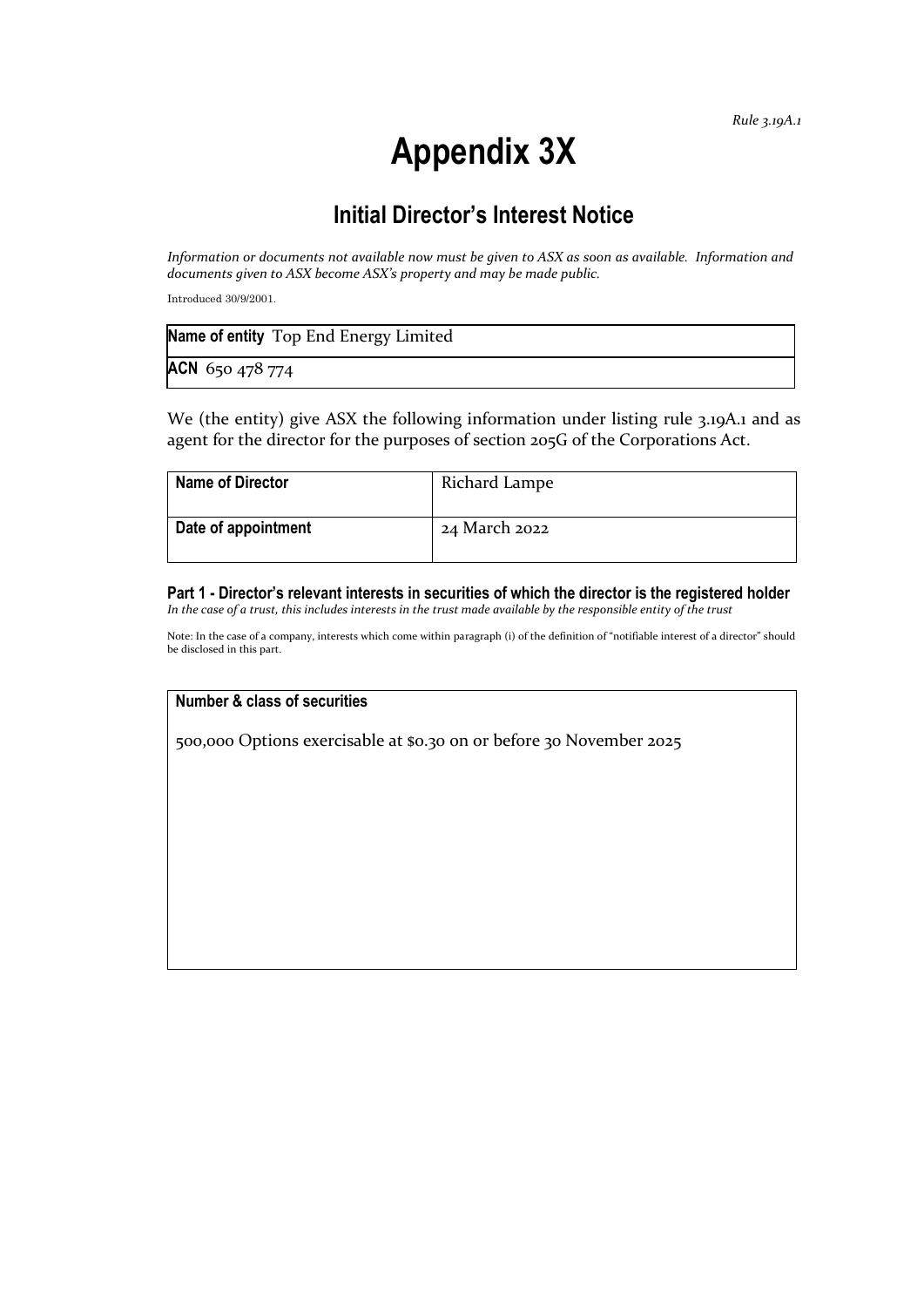*Rule 3.19A.1*

# Appendix 3X

## Initial Director's Interest Notice

*Information or documents not available now must be given to ASX as soon as available. Information and documents given to ASX become ASX's property and may be made public.*

Introduced 30/9/2001.

| **Name of entity** Top End Energy Limited |
|---|
| **ACN** 650 478 774 |

We (the entity) give ASX the following information under listing rule 3.19A.1 and as agent for the director for the purposes of section 205G of the Corporations Act.

| **Name of Director** | Richard Lampe |
|---|---|
| **Date of appointment** | 24 March 2022 |

### Part 1 - Director's relevant interests in securities of which the director is the registered holder

*In the case of a trust, this includes interests in the trust made available by the responsible entity of the trust*

Note: In the case of a company, interests which come within paragraph (i) of the definition of "notifiable interest of a director" should be disclosed in this part.

| **Number & class of securities** |
|---|
| 500,000 Options exercisable at $0.30 on or before 30 November 2025 |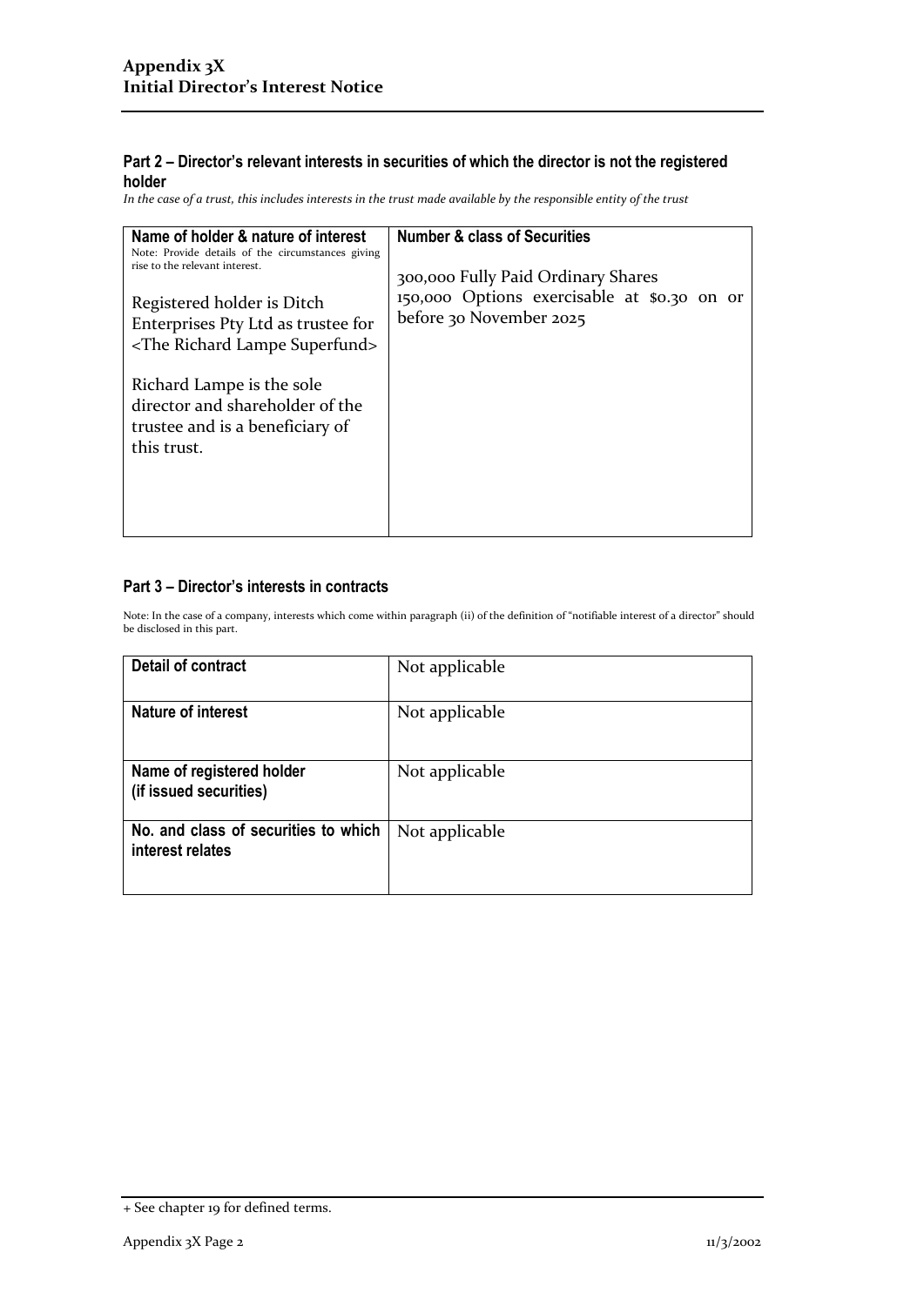## Part 2 – Director's relevant interests in securities of which the director is not the registered holder

*In the case of a trust, this includes interests in the trust made available by the responsible entity of the trust*

| Name of holder & nature of interest<br>Note: Provide details of the circumstances giving rise to the relevant interest. | Number & class of Securities |
|---|---|
| Registered holder is Ditch Enterprises Pty Ltd as trustee for <The Richard Lampe Superfund><br><br>Richard Lampe is the sole director and shareholder of the trustee and is a beneficiary of this trust. | 300,000 Fully Paid Ordinary Shares<br>150,000 Options exercisable at $0.30 on or before 30 November 2025 |

## Part 3 – Director's interests in contracts

Note: In the case of a company, interests which come within paragraph (ii) of the definition of "notifiable interest of a director" should be disclosed in this part.

| | |
|---|---|
| **Detail of contract** | Not applicable |
| **Nature of interest** | Not applicable |
| **Name of registered holder (if issued securities)** | Not applicable |
| **No. and class of securities to which interest relates** | Not applicable |

+ See chapter 19 for defined terms.